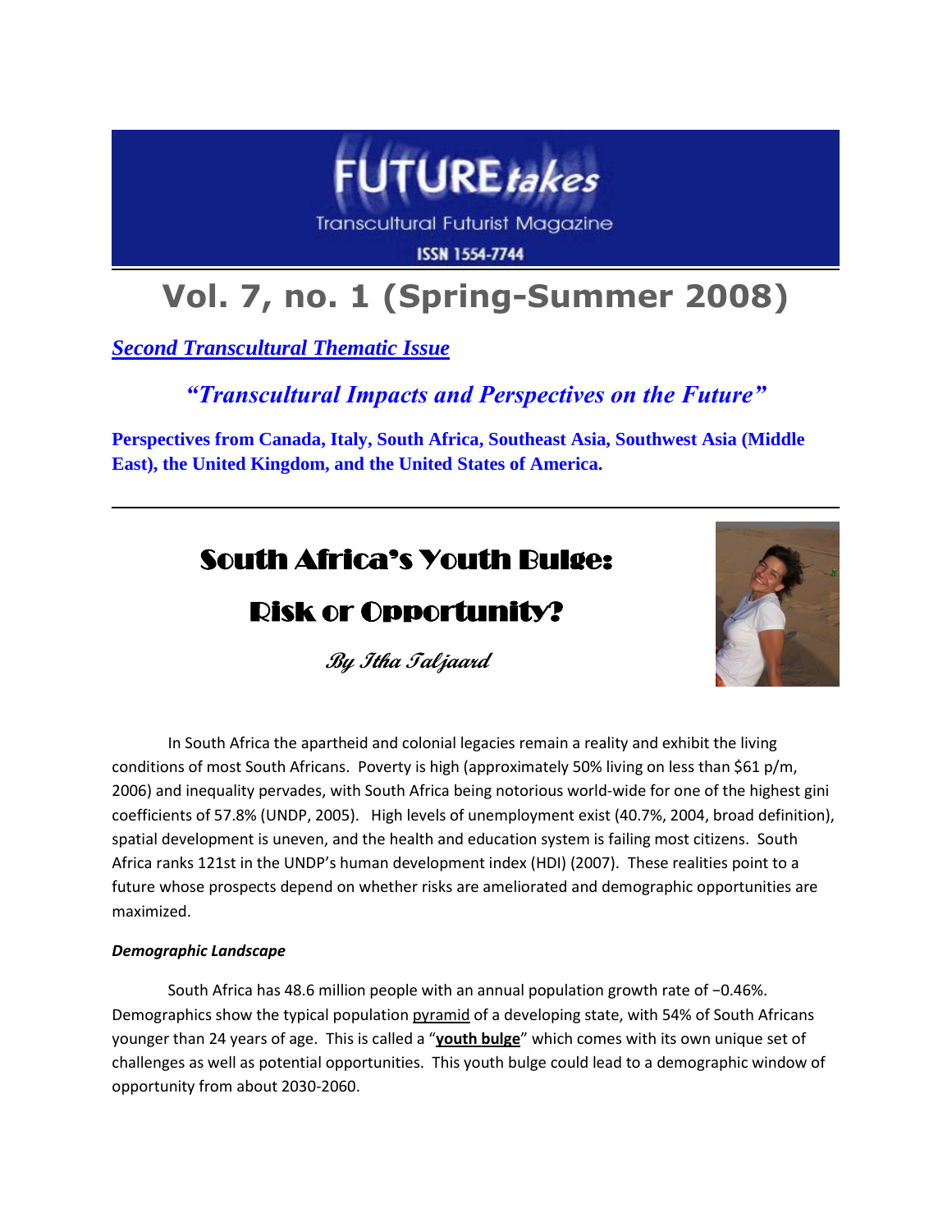# FUTURE*takes*

Transcultural Futurist Magazine

ISSN 1554-7744

# Vol. 7, no. 1 (Spring-Summer 2008)

***Second Transcultural Thematic Issue***

***"Transcultural Impacts and Perspectives on the Future"***

**Perspectives from Canada, Italy, South Africa, Southeast Asia, Southwest Asia (Middle East), the United Kingdom, and the United States of America.**

---

## South Africa's Youth Bulge: Risk or Opportunity?

***By Itha Taljaard***

In South Africa the apartheid and colonial legacies remain a reality and exhibit the living conditions of most South Africans. Poverty is high (approximately 50% living on less than $61 p/m, 2006) and inequality pervades, with South Africa being notorious world-wide for one of the highest gini coefficients of 57.8% (UNDP, 2005). High levels of unemployment exist (40.7%, 2004, broad definition), spatial development is uneven, and the health and education system is failing most citizens. South Africa ranks 121st in the UNDP's human development index (HDI) (2007). These realities point to a future whose prospects depend on whether risks are ameliorated and demographic opportunities are maximized.

***Demographic Landscape***

South Africa has 48.6 million people with an annual population growth rate of −0.46%. Demographics show the typical population pyramid of a developing state, with 54% of South Africans younger than 24 years of age. This is called a "**youth bulge**" which comes with its own unique set of challenges as well as potential opportunities. This youth bulge could lead to a demographic window of opportunity from about 2030-2060.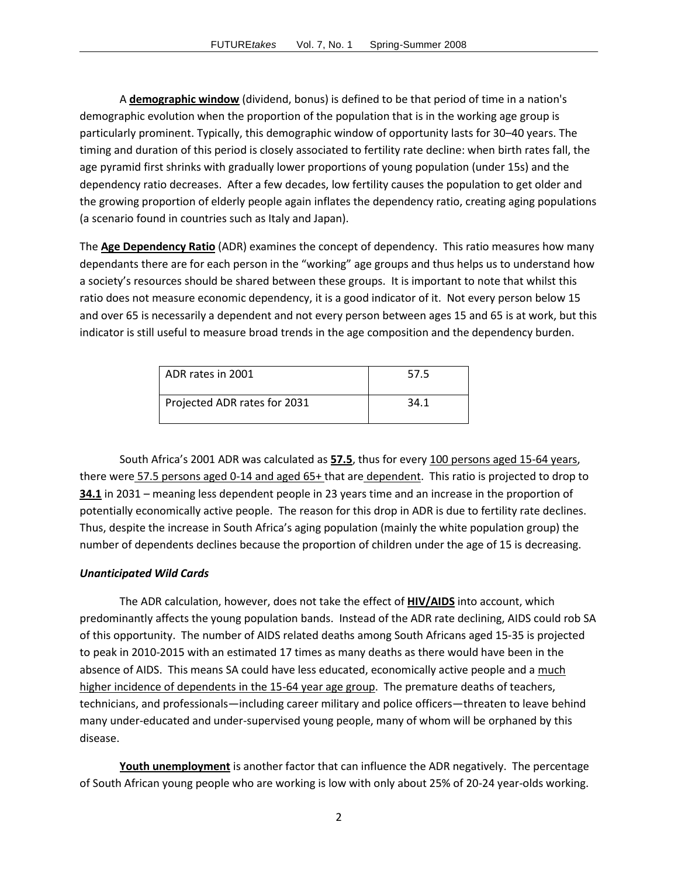A **<u>demographic window</u>** (dividend, bonus) is defined to be that period of time in a nation's demographic evolution when the proportion of the population that is in the working age group is particularly prominent. Typically, this demographic window of opportunity lasts for 30–40 years. The timing and duration of this period is closely associated to fertility rate decline: when birth rates fall, the age pyramid first shrinks with gradually lower proportions of young population (under 15s) and the dependency ratio decreases. After a few decades, low fertility causes the population to get older and the growing proportion of elderly people again inflates the dependency ratio, creating aging populations (a scenario found in countries such as Italy and Japan).

The **<u>Age Dependency Ratio</u>** (ADR) examines the concept of dependency. This ratio measures how many dependants there are for each person in the "working" age groups and thus helps us to understand how a society's resources should be shared between these groups. It is important to note that whilst this ratio does not measure economic dependency, it is a good indicator of it. Not every person below 15 and over 65 is necessarily a dependent and not every person between ages 15 and 65 is at work, but this indicator is still useful to measure broad trends in the age composition and the dependency burden.

| | |
|---|---|
| ADR rates in 2001 | 57.5 |
| Projected ADR rates for 2031 | 34.1 |

South Africa's 2001 ADR was calculated as **<u>57.5</u>**, thus for every <u>100 persons aged 15-64 years</u>, there were <u>57.5 persons aged 0-14 and aged 65+</u> that are <u>dependent</u>. This ratio is projected to drop to **<u>34.1</u>** in 2031 – meaning less dependent people in 23 years time and an increase in the proportion of potentially economically active people. The reason for this drop in ADR is due to fertility rate declines. Thus, despite the increase in South Africa's aging population (mainly the white population group) the number of dependents declines because the proportion of children under the age of 15 is decreasing.

### *Unanticipated Wild Cards*

The ADR calculation, however, does not take the effect of **<u>HIV/AIDS</u>** into account, which predominantly affects the young population bands. Instead of the ADR rate declining, AIDS could rob SA of this opportunity. The number of AIDS related deaths among South Africans aged 15-35 is projected to peak in 2010-2015 with an estimated 17 times as many deaths as there would have been in the absence of AIDS. This means SA could have less educated, economically active people and a <u>much higher incidence of dependents in the 15-64 year age group</u>. The premature deaths of teachers, technicians, and professionals—including career military and police officers—threaten to leave behind many under-educated and under-supervised young people, many of whom will be orphaned by this disease.

**<u>Youth unemployment</u>** is another factor that can influence the ADR negatively. The percentage of South African young people who are working is low with only about 25% of 20-24 year-olds working.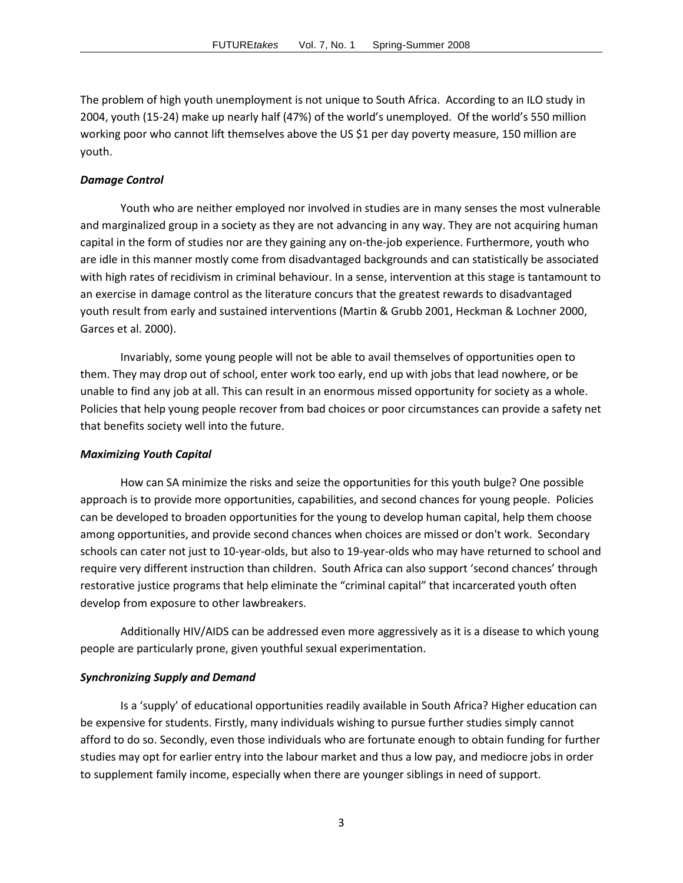The problem of high youth unemployment is not unique to South Africa. According to an ILO study in 2004, youth (15-24) make up nearly half (47%) of the world's unemployed. Of the world's 550 million working poor who cannot lift themselves above the US $1 per day poverty measure, 150 million are youth.

***Damage Control***

Youth who are neither employed nor involved in studies are in many senses the most vulnerable and marginalized group in a society as they are not advancing in any way. They are not acquiring human capital in the form of studies nor are they gaining any on-the-job experience. Furthermore, youth who are idle in this manner mostly come from disadvantaged backgrounds and can statistically be associated with high rates of recidivism in criminal behaviour. In a sense, intervention at this stage is tantamount to an exercise in damage control as the literature concurs that the greatest rewards to disadvantaged youth result from early and sustained interventions (Martin & Grubb 2001, Heckman & Lochner 2000, Garces et al. 2000).

Invariably, some young people will not be able to avail themselves of opportunities open to them. They may drop out of school, enter work too early, end up with jobs that lead nowhere, or be unable to find any job at all. This can result in an enormous missed opportunity for society as a whole. Policies that help young people recover from bad choices or poor circumstances can provide a safety net that benefits society well into the future.

***Maximizing Youth Capital***

How can SA minimize the risks and seize the opportunities for this youth bulge? One possible approach is to provide more opportunities, capabilities, and second chances for young people. Policies can be developed to broaden opportunities for the young to develop human capital, help them choose among opportunities, and provide second chances when choices are missed or don't work. Secondary schools can cater not just to 10-year-olds, but also to 19-year-olds who may have returned to school and require very different instruction than children. South Africa can also support 'second chances' through restorative justice programs that help eliminate the "criminal capital" that incarcerated youth often develop from exposure to other lawbreakers.

Additionally HIV/AIDS can be addressed even more aggressively as it is a disease to which young people are particularly prone, given youthful sexual experimentation.

***Synchronizing Supply and Demand***

Is a 'supply' of educational opportunities readily available in South Africa? Higher education can be expensive for students. Firstly, many individuals wishing to pursue further studies simply cannot afford to do so. Secondly, even those individuals who are fortunate enough to obtain funding for further studies may opt for earlier entry into the labour market and thus a low pay, and mediocre jobs in order to supplement family income, especially when there are younger siblings in need of support.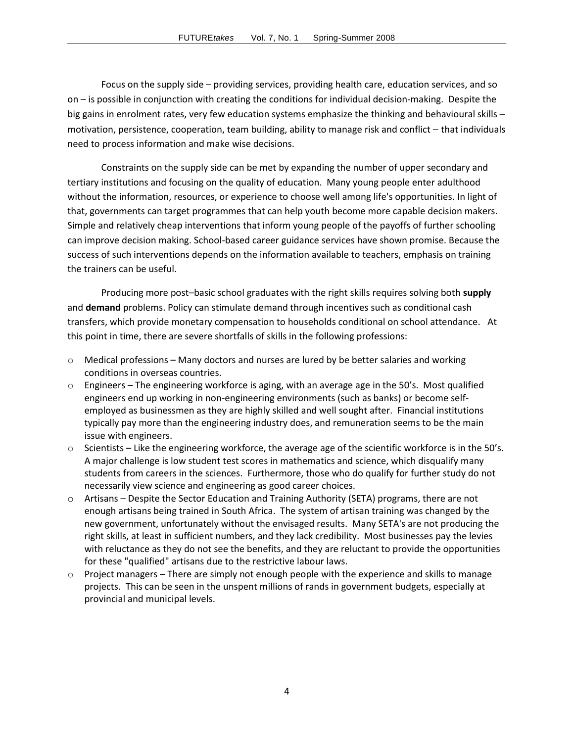Focus on the supply side – providing services, providing health care, education services, and so on – is possible in conjunction with creating the conditions for individual decision-making. Despite the big gains in enrolment rates, very few education systems emphasize the thinking and behavioural skills – motivation, persistence, cooperation, team building, ability to manage risk and conflict – that individuals need to process information and make wise decisions.

Constraints on the supply side can be met by expanding the number of upper secondary and tertiary institutions and focusing on the quality of education. Many young people enter adulthood without the information, resources, or experience to choose well among life's opportunities. In light of that, governments can target programmes that can help youth become more capable decision makers. Simple and relatively cheap interventions that inform young people of the payoffs of further schooling can improve decision making. School-based career guidance services have shown promise. Because the success of such interventions depends on the information available to teachers, emphasis on training the trainers can be useful.

Producing more post–basic school graduates with the right skills requires solving both **supply** and **demand** problems. Policy can stimulate demand through incentives such as conditional cash transfers, which provide monetary compensation to households conditional on school attendance. At this point in time, there are severe shortfalls of skills in the following professions:

- Medical professions – Many doctors and nurses are lured by be better salaries and working conditions in overseas countries.
- Engineers – The engineering workforce is aging, with an average age in the 50's. Most qualified engineers end up working in non-engineering environments (such as banks) or become self-employed as businessmen as they are highly skilled and well sought after. Financial institutions typically pay more than the engineering industry does, and remuneration seems to be the main issue with engineers.
- Scientists – Like the engineering workforce, the average age of the scientific workforce is in the 50's. A major challenge is low student test scores in mathematics and science, which disqualify many students from careers in the sciences. Furthermore, those who do qualify for further study do not necessarily view science and engineering as good career choices.
- Artisans – Despite the Sector Education and Training Authority (SETA) programs, there are not enough artisans being trained in South Africa. The system of artisan training was changed by the new government, unfortunately without the envisaged results. Many SETA's are not producing the right skills, at least in sufficient numbers, and they lack credibility. Most businesses pay the levies with reluctance as they do not see the benefits, and they are reluctant to provide the opportunities for these "qualified" artisans due to the restrictive labour laws.
- Project managers – There are simply not enough people with the experience and skills to manage projects. This can be seen in the unspent millions of rands in government budgets, especially at provincial and municipal levels.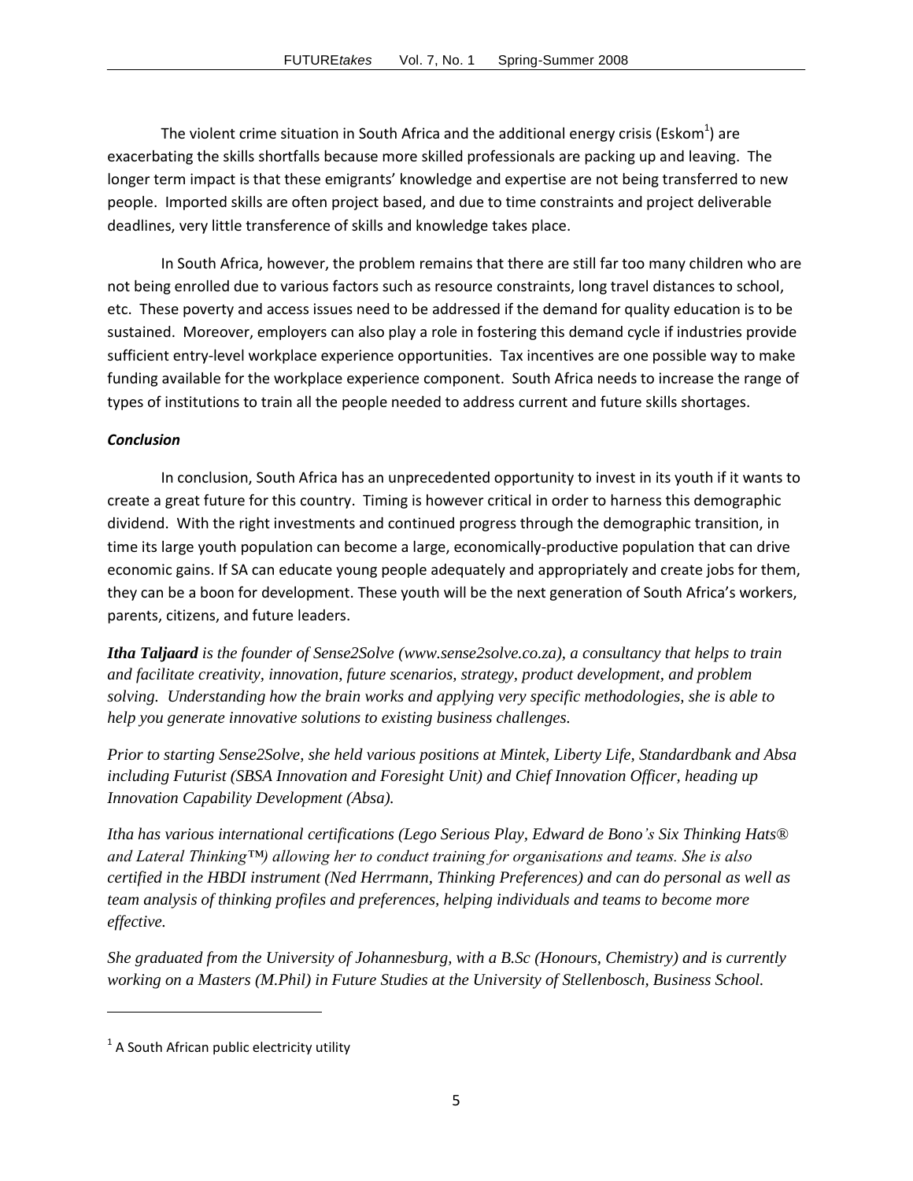The violent crime situation in South Africa and the additional energy crisis (Eskom[1]) are exacerbating the skills shortfalls because more skilled professionals are packing up and leaving. The longer term impact is that these emigrants' knowledge and expertise are not being transferred to new people. Imported skills are often project based, and due to time constraints and project deliverable deadlines, very little transference of skills and knowledge takes place.

In South Africa, however, the problem remains that there are still far too many children who are not being enrolled due to various factors such as resource constraints, long travel distances to school, etc. These poverty and access issues need to be addressed if the demand for quality education is to be sustained. Moreover, employers can also play a role in fostering this demand cycle if industries provide sufficient entry-level workplace experience opportunities. Tax incentives are one possible way to make funding available for the workplace experience component. South Africa needs to increase the range of types of institutions to train all the people needed to address current and future skills shortages.

***Conclusion***

In conclusion, South Africa has an unprecedented opportunity to invest in its youth if it wants to create a great future for this country. Timing is however critical in order to harness this demographic dividend. With the right investments and continued progress through the demographic transition, in time its large youth population can become a large, economically-productive population that can drive economic gains. If SA can educate young people adequately and appropriately and create jobs for them, they can be a boon for development. These youth will be the next generation of South Africa's workers, parents, citizens, and future leaders.

***Itha Taljaard*** *is the founder of Sense2Solve (www.sense2solve.co.za), a consultancy that helps to train and facilitate creativity, innovation, future scenarios, strategy, product development, and problem solving. Understanding how the brain works and applying very specific methodologies, she is able to help you generate innovative solutions to existing business challenges.*

*Prior to starting Sense2Solve, she held various positions at Mintek, Liberty Life, Standardbank and Absa including Futurist (SBSA Innovation and Foresight Unit) and Chief Innovation Officer, heading up Innovation Capability Development (Absa).*

*Itha has various international certifications (Lego Serious Play, Edward de Bono's Six Thinking Hats® and Lateral Thinking™) allowing her to conduct training for organisations and teams. She is also certified in the HBDI instrument (Ned Herrmann, Thinking Preferences) and can do personal as well as team analysis of thinking profiles and preferences, helping individuals and teams to become more effective.*

*She graduated from the University of Johannesburg, with a B.Sc (Honours, Chemistry) and is currently working on a Masters (M.Phil) in Future Studies at the University of Stellenbosch, Business School.*

---

[1] A South African public electricity utility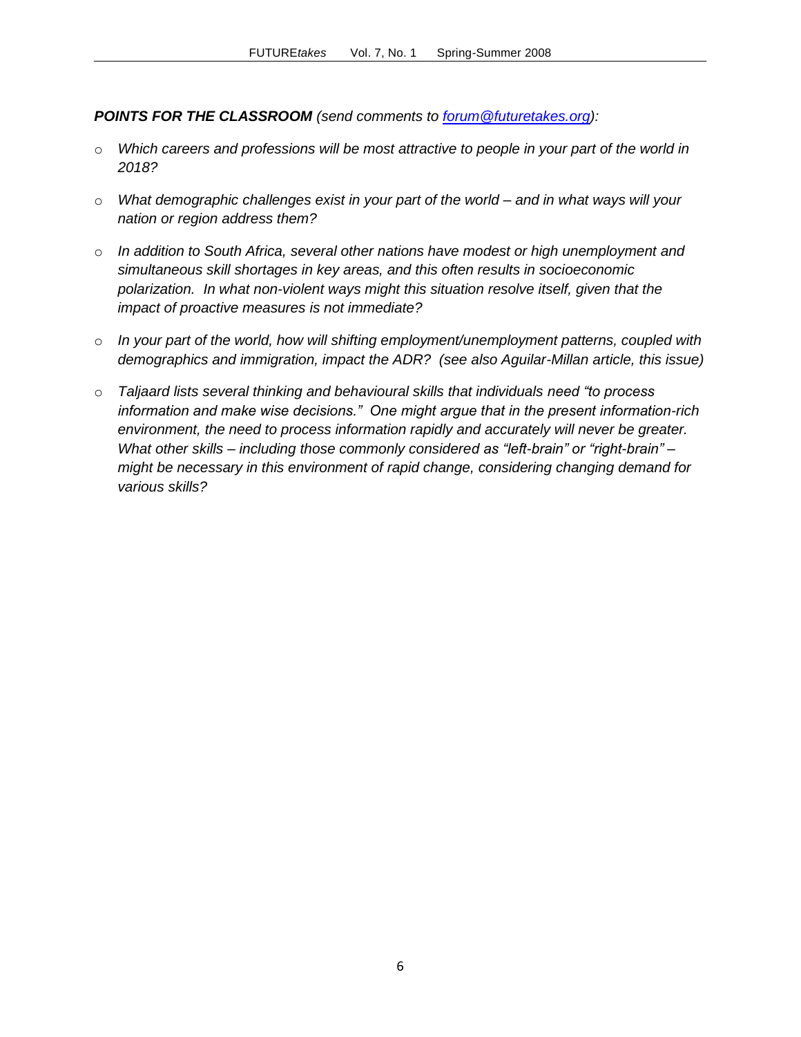***POINTS FOR THE CLASSROOM*** *(send comments to [forum@futuretakes.org](mailto:forum@futuretakes.org)):*

- *Which careers and professions will be most attractive to people in your part of the world in 2018?*
- *What demographic challenges exist in your part of the world – and in what ways will your nation or region address them?*
- *In addition to South Africa, several other nations have modest or high unemployment and simultaneous skill shortages in key areas, and this often results in socioeconomic polarization. In what non-violent ways might this situation resolve itself, given that the impact of proactive measures is not immediate?*
- *In your part of the world, how will shifting employment/unemployment patterns, coupled with demographics and immigration, impact the ADR? (see also Aguilar-Millan article, this issue)*
- *Taljaard lists several thinking and behavioural skills that individuals need "to process information and make wise decisions." One might argue that in the present information-rich environment, the need to process information rapidly and accurately will never be greater. What other skills – including those commonly considered as "left-brain" or "right-brain" – might be necessary in this environment of rapid change, considering changing demand for various skills?*